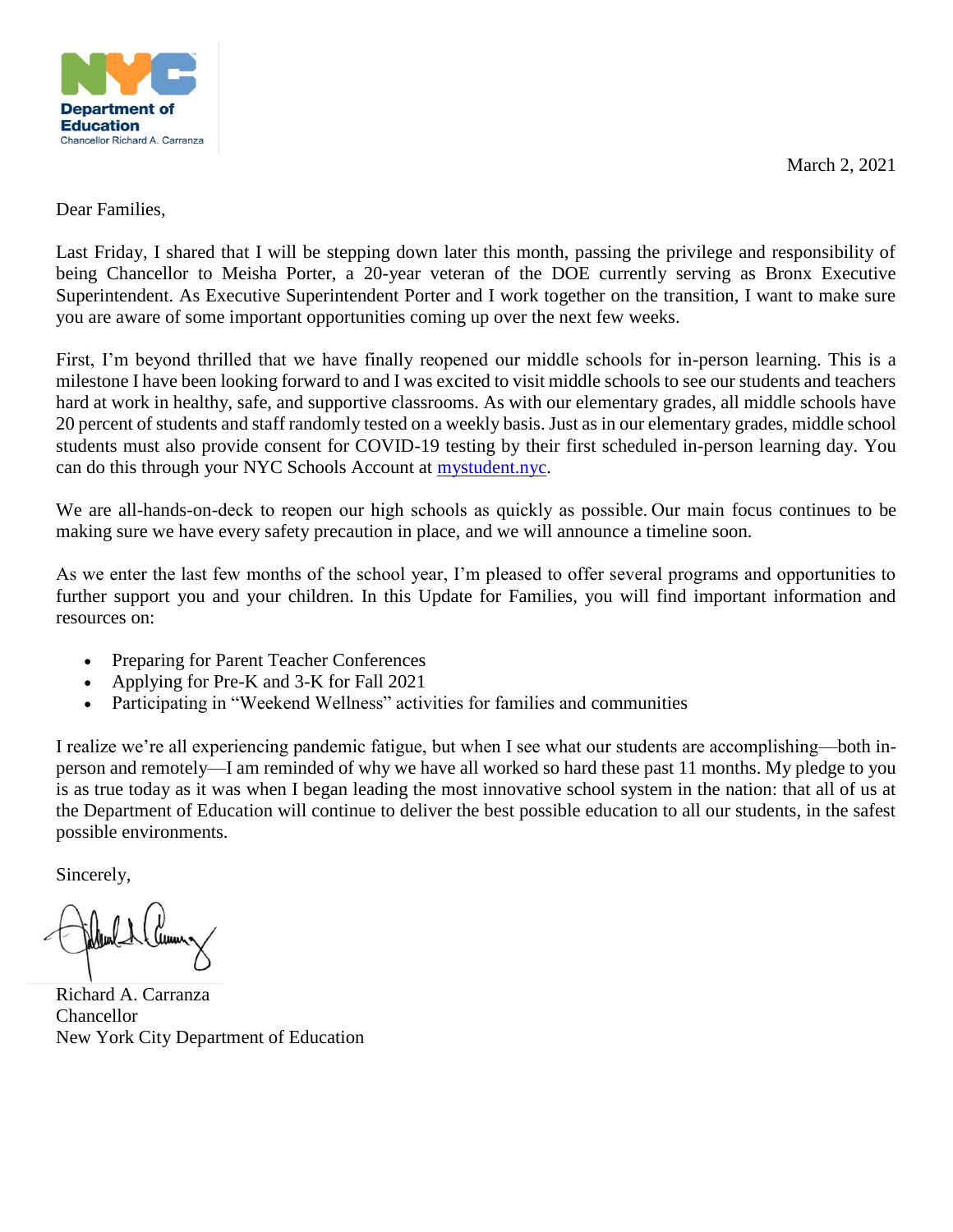Department of Education
Chancellor Richard A. Carranza

March 2, 2021

Dear Families,

Last Friday, I shared that I will be stepping down later this month, passing the privilege and responsibility of being Chancellor to Meisha Porter, a 20-year veteran of the DOE currently serving as Bronx Executive Superintendent. As Executive Superintendent Porter and I work together on the transition, I want to make sure you are aware of some important opportunities coming up over the next few weeks.

First, I'm beyond thrilled that we have finally reopened our middle schools for in-person learning. This is a milestone I have been looking forward to and I was excited to visit middle schools to see our students and teachers hard at work in healthy, safe, and supportive classrooms. As with our elementary grades, all middle schools have 20 percent of students and staff randomly tested on a weekly basis. Just as in our elementary grades, middle school students must also provide consent for COVID-19 testing by their first scheduled in-person learning day. You can do this through your NYC Schools Account at [mystudent.nyc](mystudent.nyc).

We are all-hands-on-deck to reopen our high schools as quickly as possible. Our main focus continues to be making sure we have every safety precaution in place, and we will announce a timeline soon.

As we enter the last few months of the school year, I'm pleased to offer several programs and opportunities to further support you and your children. In this Update for Families, you will find important information and resources on:

- Preparing for Parent Teacher Conferences
- Applying for Pre-K and 3-K for Fall 2021
- Participating in "Weekend Wellness" activities for families and communities

I realize we're all experiencing pandemic fatigue, but when I see what our students are accomplishing—both in-person and remotely—I am reminded of why we have all worked so hard these past 11 months. My pledge to you is as true today as it was when I began leading the most innovative school system in the nation: that all of us at the Department of Education will continue to deliver the best possible education to all our students, in the safest possible environments.

Sincerely,

Richard A. Carranza
Chancellor
New York City Department of Education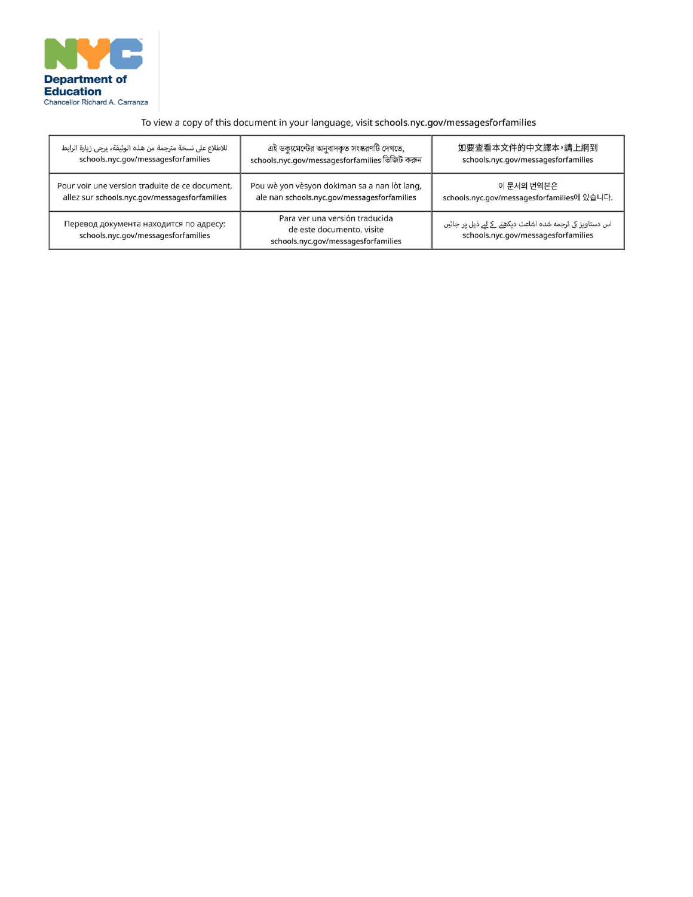**Department of Education**
Chancellor Richard A. Carranza

To view a copy of this document in your language, visit **schools.nyc.gov/messagesforfamilies**

| | | |
|---|---|---|
| للاطلاع على نسخة مترجمة من هذه الوثيقة، يرجى زيارة الرابط schools.nyc.gov/messagesforfamilies | এই ডকুমেন্টের অনুবাদকৃত সংস্করণটি দেখতে, schools.nyc.gov/messagesforfamilies ভিজিট করুন | 如要查看本文件的中文譯本，請上網到 schools.nyc.gov/messagesforfamilies |
| Pour voir une version traduite de ce document, allez sur schools.nyc.gov/messagesforfamilies | Pou wè yon vèsyon dokiman sa a nan lòt lang, ale nan schools.nyc.gov/messagesforfamilies | 이 문서의 번역본은 schools.nyc.gov/messagesforfamilies에 있습니다. |
| Перевод документа находится по адресу: schools.nyc.gov/messagesforfamilies | Para ver una versión traducida de este documento, visite schools.nyc.gov/messagesforfamilies | اس دستاویز کی ترجمہ شدہ اشاعت دیکھنے کے لیے ذیل پر جائیں schools.nyc.gov/messagesforfamilies |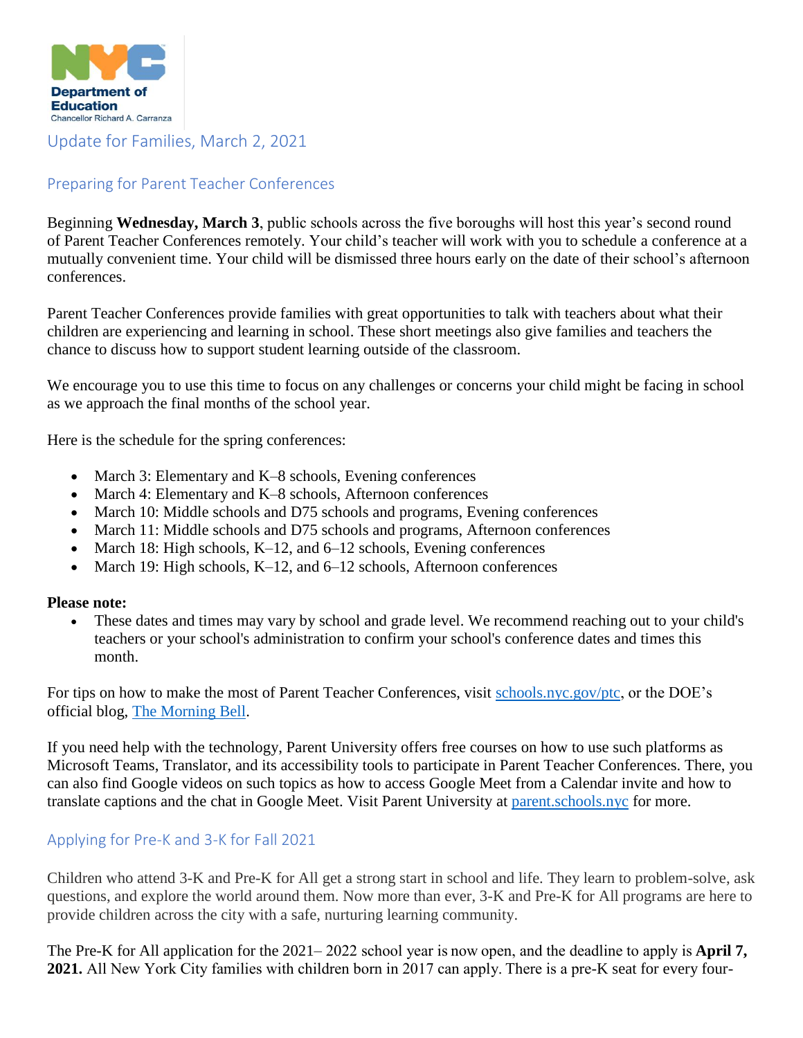Department of Education
Chancellor Richard A. Carranza

# Update for Families, March 2, 2021

## Preparing for Parent Teacher Conferences

Beginning **Wednesday, March 3**, public schools across the five boroughs will host this year's second round of Parent Teacher Conferences remotely. Your child's teacher will work with you to schedule a conference at a mutually convenient time. Your child will be dismissed three hours early on the date of their school's afternoon conferences.

Parent Teacher Conferences provide families with great opportunities to talk with teachers about what their children are experiencing and learning in school. These short meetings also give families and teachers the chance to discuss how to support student learning outside of the classroom.

We encourage you to use this time to focus on any challenges or concerns your child might be facing in school as we approach the final months of the school year.

Here is the schedule for the spring conferences:

- March 3: Elementary and K–8 schools, Evening conferences
- March 4: Elementary and K–8 schools, Afternoon conferences
- March 10: Middle schools and D75 schools and programs, Evening conferences
- March 11: Middle schools and D75 schools and programs, Afternoon conferences
- March 18: High schools, K–12, and 6–12 schools, Evening conferences
- March 19: High schools, K–12, and 6–12 schools, Afternoon conferences

**Please note:**

- These dates and times may vary by school and grade level. We recommend reaching out to your child's teachers or your school's administration to confirm your school's conference dates and times this month.

For tips on how to make the most of Parent Teacher Conferences, visit [schools.nyc.gov/ptc](schools.nyc.gov/ptc), or the DOE's official blog, [The Morning Bell](The Morning Bell).

If you need help with the technology, Parent University offers free courses on how to use such platforms as Microsoft Teams, Translator, and its accessibility tools to participate in Parent Teacher Conferences. There, you can also find Google videos on such topics as how to access Google Meet from a Calendar invite and how to translate captions and the chat in Google Meet. Visit Parent University at [parent.schools.nyc](parent.schools.nyc) for more.

## Applying for Pre-K and 3-K for Fall 2021

Children who attend 3-K and Pre-K for All get a strong start in school and life. They learn to problem-solve, ask questions, and explore the world around them. Now more than ever, 3-K and Pre-K for All programs are here to provide children across the city with a safe, nurturing learning community.

The Pre-K for All application for the 2021– 2022 school year is now open, and the deadline to apply is **April 7, 2021.** All New York City families with children born in 2017 can apply. There is a pre-K seat for every four-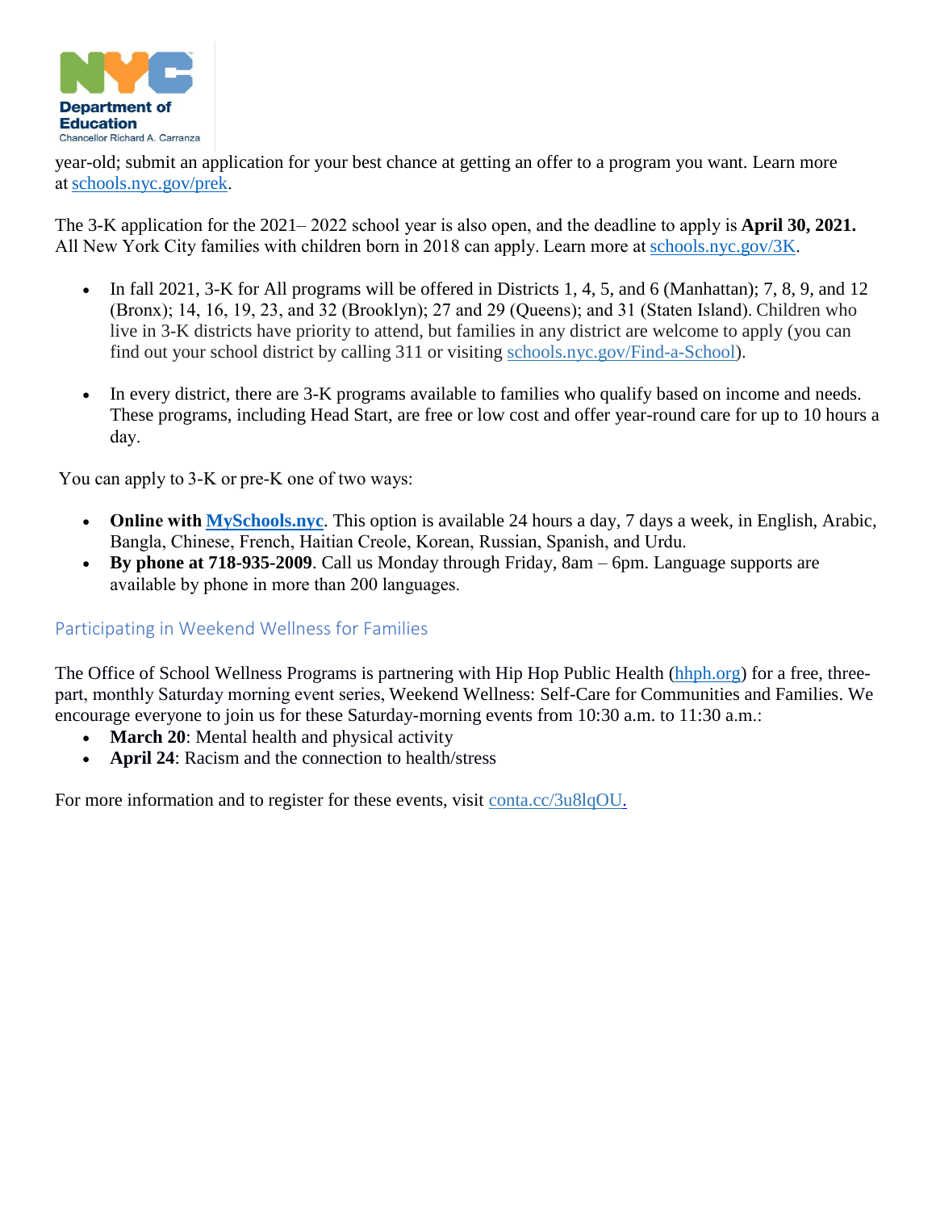year-old; submit an application for your best chance at getting an offer to a program you want. Learn more at schools.nyc.gov/prek.

The 3-K application for the 2021– 2022 school year is also open, and the deadline to apply is **April 30, 2021.** All New York City families with children born in 2018 can apply. Learn more at schools.nyc.gov/3K.

- In fall 2021, 3-K for All programs will be offered in Districts 1, 4, 5, and 6 (Manhattan); 7, 8, 9, and 12 (Bronx); 14, 16, 19, 23, and 32 (Brooklyn); 27 and 29 (Queens); and 31 (Staten Island). Children who live in 3-K districts have priority to attend, but families in any district are welcome to apply (you can find out your school district by calling 311 or visiting schools.nyc.gov/Find-a-School).

- In every district, there are 3-K programs available to families who qualify based on income and needs. These programs, including Head Start, are free or low cost and offer year-round care for up to 10 hours a day.

You can apply to 3-K or pre-K one of two ways:

- **Online with MySchools.nyc**. This option is available 24 hours a day, 7 days a week, in English, Arabic, Bangla, Chinese, French, Haitian Creole, Korean, Russian, Spanish, and Urdu.
- **By phone at 718-935-2009**. Call us Monday through Friday, 8am – 6pm. Language supports are available by phone in more than 200 languages.

## Participating in Weekend Wellness for Families

The Office of School Wellness Programs is partnering with Hip Hop Public Health (hhph.org) for a free, three-part, monthly Saturday morning event series, Weekend Wellness: Self-Care for Communities and Families. We encourage everyone to join us for these Saturday-morning events from 10:30 a.m. to 11:30 a.m.:

- **March 20**: Mental health and physical activity
- **April 24**: Racism and the connection to health/stress

For more information and to register for these events, visit conta.cc/3u8lqOU.